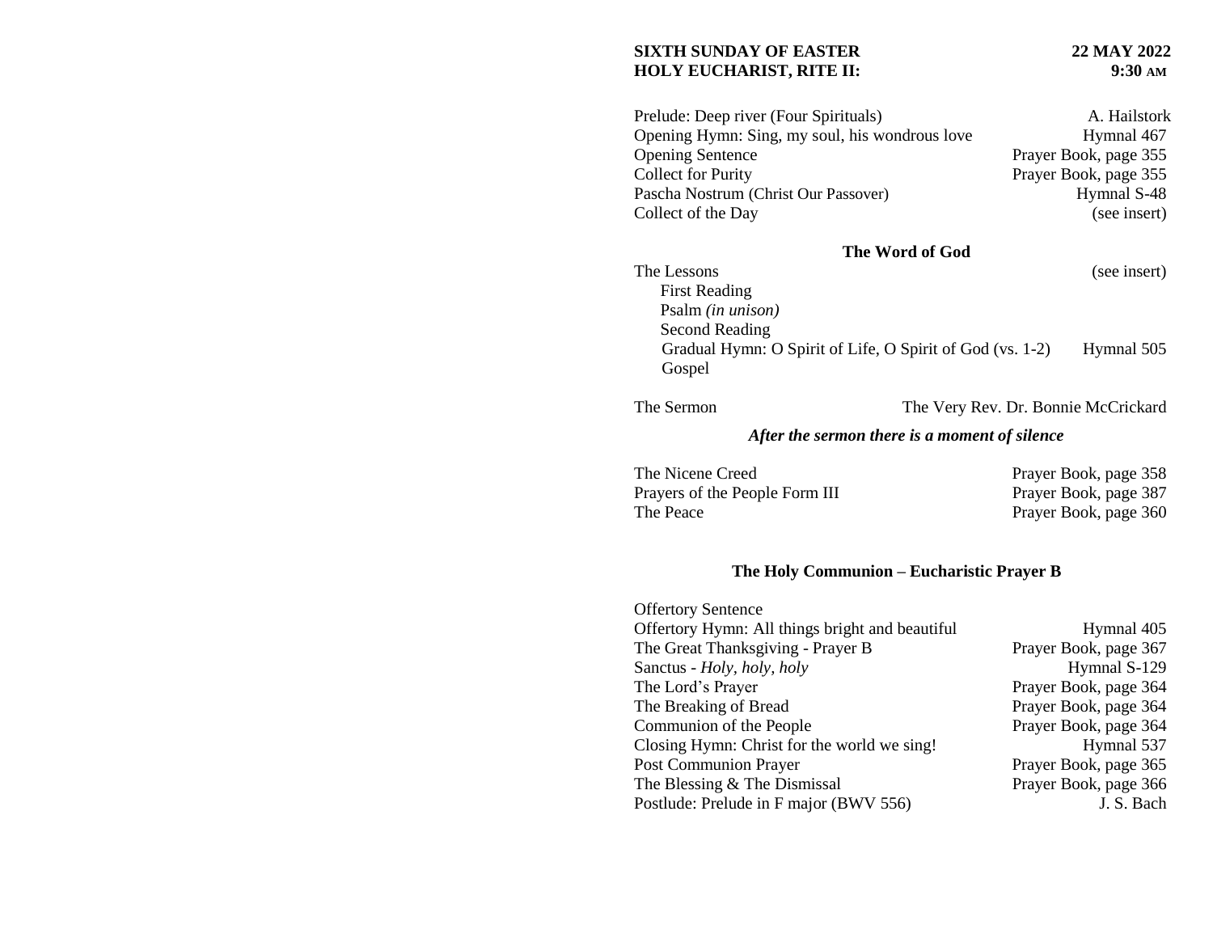**SIXTH SUNDAY OF EASTER** — **22 MAY 2022**
**HOLY EUCHARIST, RITE II:** — **9:30 AM**

| | |
|---|---|
| Prelude: Deep river (Four Spirituals) | A. Hailstork |
| Opening Hymn: Sing, my soul, his wondrous love | Hymnal 467 |
| Opening Sentence | Prayer Book, page 355 |
| Collect for Purity | Prayer Book, page 355 |
| Pascha Nostrum (Christ Our Passover) | Hymnal S-48 |
| Collect of the Day | (see insert) |

**The Word of God**

| | |
|---|---|
| The Lessons | (see insert) |
| First Reading | |
| Psalm *(in unison)* | |
| Second Reading | |
| Gradual Hymn: O Spirit of Life, O Spirit of God (vs. 1-2) | Hymnal 505 |
| Gospel | |

| | |
|---|---|
| The Sermon | The Very Rev. Dr. Bonnie McCrickard |

***After the sermon there is a moment of silence***

| | |
|---|---|
| The Nicene Creed | Prayer Book, page 358 |
| Prayers of the People Form III | Prayer Book, page 387 |
| The Peace | Prayer Book, page 360 |

**The Holy Communion – Eucharistic Prayer B**

| | |
|---|---|
| Offertory Sentence | |
| Offertory Hymn: All things bright and beautiful | Hymnal 405 |
| The Great Thanksgiving - Prayer B | Prayer Book, page 367 |
| Sanctus - *Holy, holy, holy* | Hymnal S-129 |
| The Lord's Prayer | Prayer Book, page 364 |
| The Breaking of Bread | Prayer Book, page 364 |
| Communion of the People | Prayer Book, page 364 |
| Closing Hymn: Christ for the world we sing! | Hymnal 537 |
| Post Communion Prayer | Prayer Book, page 365 |
| The Blessing & The Dismissal | Prayer Book, page 366 |
| Postlude: Prelude in F major (BWV 556) | J. S. Bach |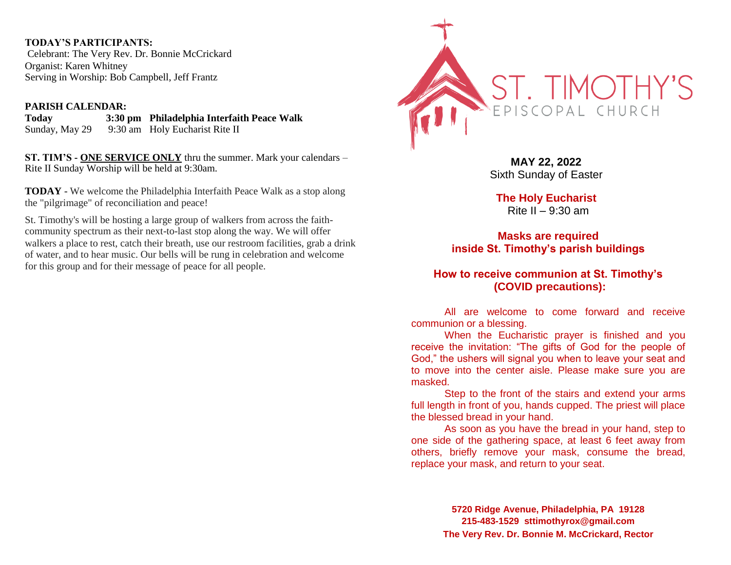**TODAY'S PARTICIPANTS:**

Celebrant: The Very Rev. Dr. Bonnie McCrickard
Organist: Karen Whitney
Serving in Worship: Bob Campbell, Jeff Frantz

**PARISH CALENDAR:**

| | | |
|---|---|---|
| **Today** | **3:30 pm** | **Philadelphia Interfaith Peace Walk** |
| Sunday, May 29 | 9:30 am | Holy Eucharist Rite II |

**ST. TIM'S - <u>ONE SERVICE ONLY</u>** thru the summer. Mark your calendars – Rite II Sunday Worship will be held at 9:30am.

**TODAY** - We welcome the Philadelphia Interfaith Peace Walk as a stop along the "pilgrimage" of reconciliation and peace!

St. Timothy's will be hosting a large group of walkers from across the faith-community spectrum as their next-to-last stop along the way. We will offer walkers a place to rest, catch their breath, use our restroom facilities, grab a drink of water, and to hear music. Our bells will be rung in celebration and welcome for this group and for their message of peace for all people.

# ST. TIMOTHY'S
EPISCOPAL CHURCH

**MAY 22, 2022**
Sixth Sunday of Easter

**The Holy Eucharist**
Rite II – 9:30 am

**Masks are required inside St. Timothy's parish buildings**

**How to receive communion at St. Timothy's (COVID precautions):**

All are welcome to come forward and receive communion or a blessing.

When the Eucharistic prayer is finished and you receive the invitation: "The gifts of God for the people of God," the ushers will signal you when to leave your seat and to move into the center aisle. Please make sure you are masked.

Step to the front of the stairs and extend your arms full length in front of you, hands cupped. The priest will place the blessed bread in your hand.

As soon as you have the bread in your hand, step to one side of the gathering space, at least 6 feet away from others, briefly remove your mask, consume the bread, replace your mask, and return to your seat.

**5720 Ridge Avenue, Philadelphia, PA 19128**
**215-483-1529 sttimothyrox@gmail.com**
**The Very Rev. Dr. Bonnie M. McCrickard, Rector**